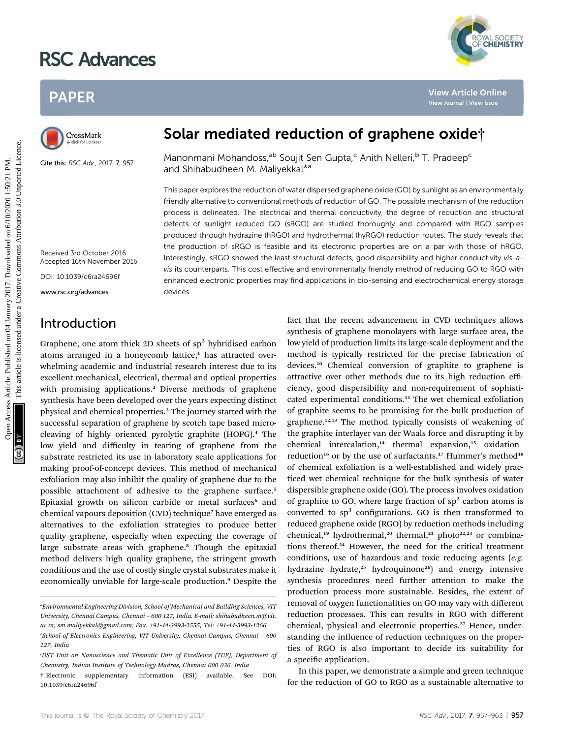# Solar mediated reduction of graphene oxide†

Manonmani Mohandoss,[ab] Soujit Sen Gupta,[c] Anith Nelleri,[b] T. Pradeep[c] and Shihabudheen M. Maliyekkal*[a]

Cite this: *RSC Adv.*, 2017, **7**, 957

Received 3rd October 2016
Accepted 16th November 2016

DOI: 10.1039/c6ra24696f

www.rsc.org/advances

This paper explores the reduction of water dispersed graphene oxide (GO) by sunlight as an environmentally friendly alternative to conventional methods of reduction of GO. The possible mechanism of the reduction process is delineated. The electrical and thermal conductivity, the degree of reduction and structural defects of sunlight reduced GO (sRGO) are studied thoroughly and compared with RGO samples produced through hydrazine (hRGO) and hydrothermal (hyRGO) reduction routes. The study reveals that the production of sRGO is feasible and its electronic properties are on a par with those of hRGO. Interestingly, sRGO showed the least structural defects, good dispersibility and higher conductivity *vis-a-vis* its counterparts. This cost effective and environmentally friendly method of reducing GO to RGO with enhanced electronic properties may find applications in bio-sensing and electrochemical energy storage devices.

## Introduction

Graphene, one atom thick 2D sheets of $sp^2$ hybridised carbon atoms arranged in a honeycomb lattice,[1] has attracted overwhelming academic and industrial research interest due to its excellent mechanical, electrical, thermal and optical properties with promising applications.[2] Diverse methods of graphene synthesis have been developed over the years expecting distinct physical and chemical properties.[3] The journey started with the successful separation of graphene by scotch tape based microcleaving of highly oriented pyrolytic graphite (HOPG).[4] The low yield and difficulty in tearing of graphene from the substrate restricted its use in laboratory scale applications for making proof-of-concept devices. This method of mechanical exfoliation may also inhibit the quality of graphene due to the possible attachment of adhesive to the graphene surface.[5] Epitaxial growth on silicon carbide or metal surfaces[6] and chemical vapours deposition (CVD) technique[7] have emerged as alternatives to the exfoliation strategies to produce better quality graphene, especially when expecting the coverage of large substrate areas with graphene.[8] Though the epitaxial method delivers high quality graphene, the stringent growth conditions and the use of costly single crystal substrates make it economically unviable for large-scale production.[9] Despite the fact that the recent advancement in CVD techniques allows synthesis of graphene monolayers with large surface area, the low yield of production limits its large-scale deployment and the method is typically restricted for the precise fabrication of devices.[10] Chemical conversion of graphite to graphene is attractive over other methods due to its high reduction efficiency, good dispersibility and non-requirement of sophisticated experimental conditions.[11] The wet chemical exfoliation of graphite seems to be promising for the bulk production of graphene.[12,13] The method typically consists of weakening of the graphite interlayer van der Waals force and disrupting it by chemical intercalation,[14] thermal expansion,[15] oxidation–reduction[16] or by the use of surfactants.[17] Hummer's method[18] of chemical exfoliation is a well-established and widely practiced wet chemical technique for the bulk synthesis of water dispersible graphene oxide (GO). The process involves oxidation of graphite to GO, where large fraction of $sp^2$ carbon atoms is converted to $sp^3$ configurations. GO is then transformed to reduced graphene oxide (RGO) by reduction methods including chemical,[19] hydrothermal,[20] thermal,[21] photo[22,23] or combinations thereof.[24] However, the need for the critical treatment conditions, use of hazardous and toxic reducing agents (*e.g.* hydrazine hydrate,[25] hydroquinone[26]) and energy intensive synthesis procedures need further attention to make the production process more sustainable. Besides, the extent of removal of oxygen functionalities on GO may vary with different reduction processes. This can results in RGO with different chemical, physical and electronic properties.[27] Hence, understanding the influence of reduction techniques on the properties of RGO is also important to decide its suitability for a specific application.

In this paper, we demonstrate a simple and green technique for the reduction of GO to RGO as a sustainable alternative to

---

[a] Environmental Engineering Division, School of Mechanical and Building Sciences, VIT University, Chennai Campus, Chennai – 600 127, India. E-mail: shihabudheen.m@vit.ac.in; sm.maliyekkal@gmail.com; Fax: +91-44-3993-2555; Tel: +91-44-3993-1266

[b] School of Electronics Engineering, VIT University, Chennai Campus, Chennai – 600 127, India

[c] DST Unit on Nanoscience and Thematic Unit of Excellence (TUE), Department of Chemistry, Indian Institute of Technology Madras, Chennai 600 036, India

† Electronic supplementary information (ESI) available. See DOI: 10.1039/c6ra24696f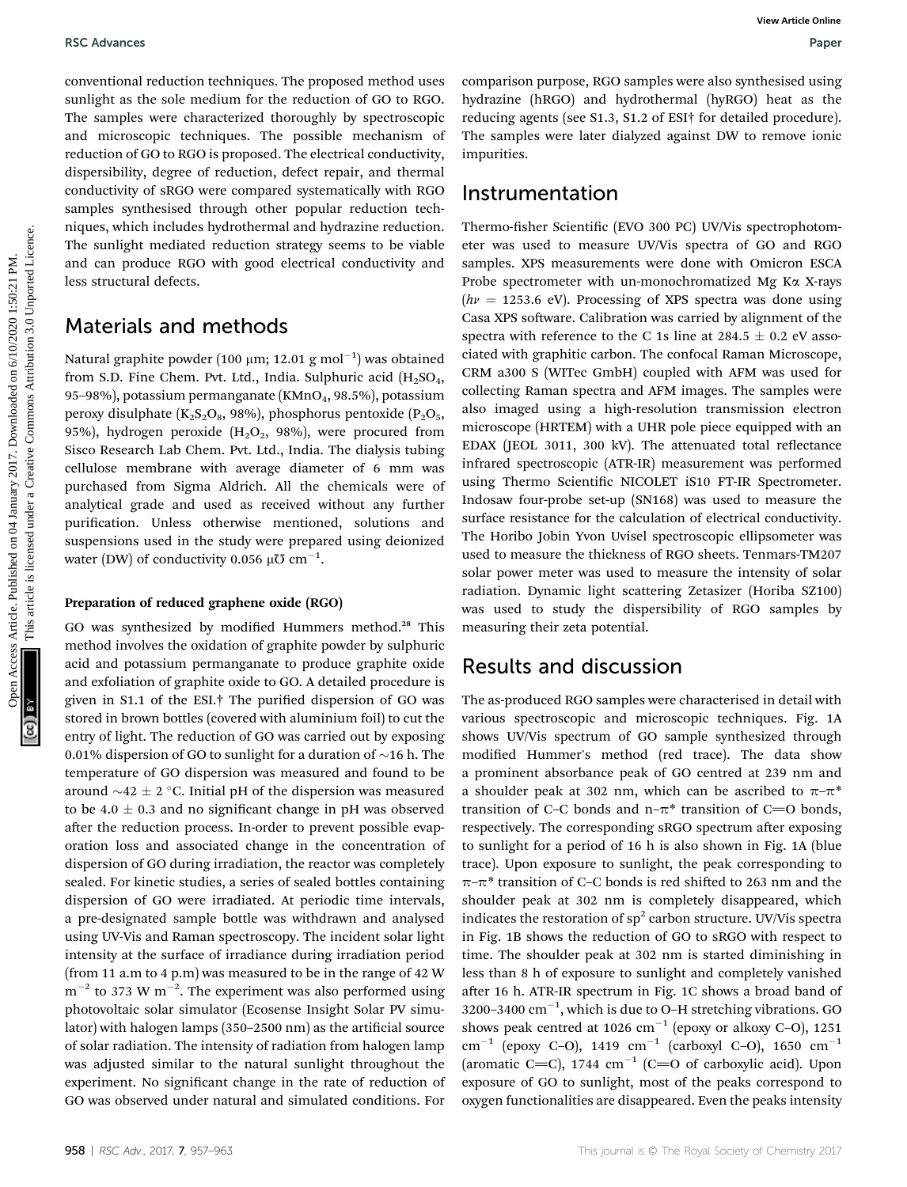conventional reduction techniques. The proposed method uses sunlight as the sole medium for the reduction of GO to RGO. The samples were characterized thoroughly by spectroscopic and microscopic techniques. The possible mechanism of reduction of GO to RGO is proposed. The electrical conductivity, dispersibility, degree of reduction, defect repair, and thermal conductivity of sRGO were compared systematically with RGO samples synthesised through other popular reduction techniques, which includes hydrothermal and hydrazine reduction. The sunlight mediated reduction strategy seems to be viable and can produce RGO with good electrical conductivity and less structural defects.

## Materials and methods

Natural graphite powder (100 μm; 12.01 g $mol^{-1}$) was obtained from S.D. Fine Chem. Pvt. Ltd., India. Sulphuric acid ($H_2SO_4$, 95–98%), potassium permanganate ($KMnO_4$, 98.5%), potassium peroxy disulphate ($K_2S_2O_8$, 98%), phosphorus pentoxide ($P_2O_5$, 95%), hydrogen peroxide ($H_2O_2$, 98%), were procured from Sisco Research Lab Chem. Pvt. Ltd., India. The dialysis tubing cellulose membrane with average diameter of 6 mm was purchased from Sigma Aldrich. All the chemicals were of analytical grade and used as received without any further purification. Unless otherwise mentioned, solutions and suspensions used in the study were prepared using deionized water (DW) of conductivity 0.056 μ℧ $cm^{-1}$.

### Preparation of reduced graphene oxide (RGO)

GO was synthesized by modified Hummers method.[28] This method involves the oxidation of graphite powder by sulphuric acid and potassium permanganate to produce graphite oxide and exfoliation of graphite oxide to GO. A detailed procedure is given in S1.1 of the ESI.† The purified dispersion of GO was stored in brown bottles (covered with aluminium foil) to cut the entry of light. The reduction of GO was carried out by exposing 0.01% dispersion of GO to sunlight for a duration of ∼16 h. The temperature of GO dispersion was measured and found to be around ∼42 ± 2 °C. Initial pH of the dispersion was measured to be 4.0 ± 0.3 and no significant change in pH was observed after the reduction process. In-order to prevent possible evaporation loss and associated change in the concentration of dispersion of GO during irradiation, the reactor was completely sealed. For kinetic studies, a series of sealed bottles containing dispersion of GO were irradiated. At periodic time intervals, a pre-designated sample bottle was withdrawn and analysed using UV-Vis and Raman spectroscopy. The incident solar light intensity at the surface of irradiance during irradiation period (from 11 a.m to 4 p.m) was measured to be in the range of 42 W $m^{-2}$ to 373 W $m^{-2}$. The experiment was also performed using photovoltaic solar simulator (Ecosense Insight Solar PV simulator) with halogen lamps (350–2500 nm) as the artificial source of solar radiation. The intensity of radiation from halogen lamp was adjusted similar to the natural sunlight throughout the experiment. No significant change in the rate of reduction of GO was observed under natural and simulated conditions. For comparison purpose, RGO samples were also synthesised using hydrazine (hRGO) and hydrothermal (hyRGO) heat as the reducing agents (see S1.3, S1.2 of ESI† for detailed procedure). The samples were later dialyzed against DW to remove ionic impurities.

## Instrumentation

Thermo-fisher Scientific (EVO 300 PC) UV/Vis spectrophotometer was used to measure UV/Vis spectra of GO and RGO samples. XPS measurements were done with Omicron ESCA Probe spectrometer with un-monochromatized Mg Kα X-rays ($h\nu$ = 1253.6 eV). Processing of XPS spectra was done using Casa XPS software. Calibration was carried by alignment of the spectra with reference to the C 1s line at 284.5 ± 0.2 eV associated with graphitic carbon. The confocal Raman Microscope, CRM a300 S (WITec GmbH) coupled with AFM was used for collecting Raman spectra and AFM images. The samples were also imaged using a high-resolution transmission electron microscope (HRTEM) with a UHR pole piece equipped with an EDAX (JEOL 3011, 300 kV). The attenuated total reflectance infrared spectroscopic (ATR-IR) measurement was performed using Thermo Scientific NICOLET iS10 FT-IR Spectrometer. Indosaw four-probe set-up (SN168) was used to measure the surface resistance for the calculation of electrical conductivity. The Horibo Jobin Yvon Uvisel spectroscopic ellipsometer was used to measure the thickness of RGO sheets. Tenmars-TM207 solar power meter was used to measure the intensity of solar radiation. Dynamic light scattering Zetasizer (Horiba SZ100) was used to study the dispersibility of RGO samples by measuring their zeta potential.

## Results and discussion

The as-produced RGO samples were characterised in detail with various spectroscopic and microscopic techniques. Fig. 1A shows UV/Vis spectrum of GO sample synthesized through modified Hummer's method (red trace). The data show a prominent absorbance peak of GO centred at 239 nm and a shoulder peak at 302 nm, which can be ascribed to π–π* transition of C–C bonds and n–π* transition of C═O bonds, respectively. The corresponding sRGO spectrum after exposing to sunlight for a period of 16 h is also shown in Fig. 1A (blue trace). Upon exposure to sunlight, the peak corresponding to π–π* transition of C–C bonds is red shifted to 263 nm and the shoulder peak at 302 nm is completely disappeared, which indicates the restoration of $sp^2$ carbon structure. UV/Vis spectra in Fig. 1B shows the reduction of GO to sRGO with respect to time. The shoulder peak at 302 nm is started diminishing in less than 8 h of exposure to sunlight and completely vanished after 16 h. ATR-IR spectrum in Fig. 1C shows a broad band of 3200–3400 $cm^{-1}$, which is due to O–H stretching vibrations. GO shows peak centred at 1026 $cm^{-1}$ (epoxy or alkoxy C–O), 1251 $cm^{-1}$ (epoxy C–O), 1419 $cm^{-1}$ (carboxyl C–O), 1650 $cm^{-1}$ (aromatic C═C), 1744 $cm^{-1}$ (C═O of carboxylic acid). Upon exposure of GO to sunlight, most of the peaks correspond to oxygen functionalities are disappeared. Even the peaks intensity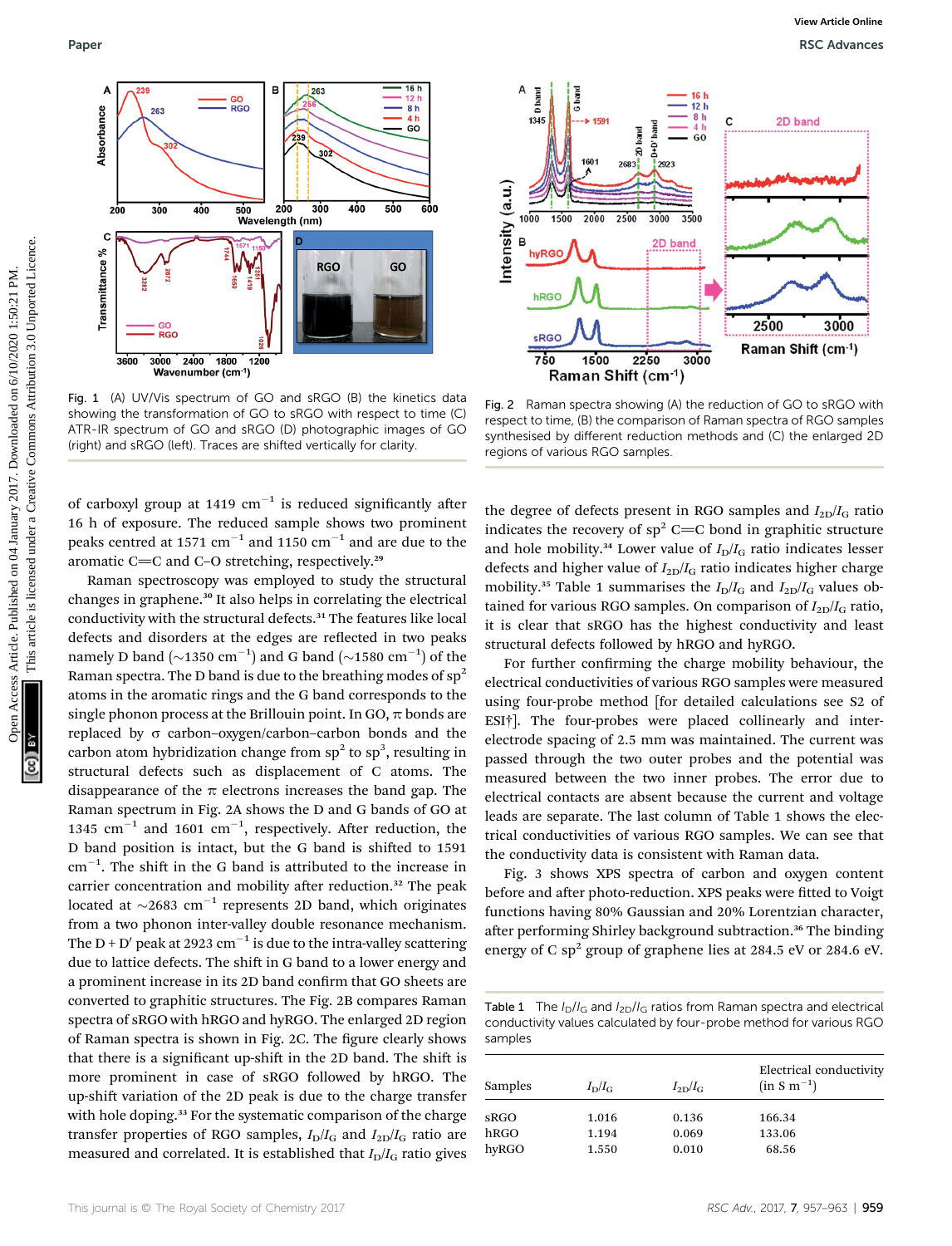Fig. 1 (A) UV/Vis spectrum of GO and sRGO (B) the kinetics data showing the transformation of GO to sRGO with respect to time (C) ATR-IR spectrum of GO and sRGO (D) photographic images of GO (right) and sRGO (left). Traces are shifted vertically for clarity.

Fig. 2 Raman spectra showing (A) the reduction of GO to sRGO with respect to time, (B) the comparison of Raman spectra of RGO samples synthesised by different reduction methods and (C) the enlarged 2D regions of various RGO samples.

of carboxyl group at 1419 $cm^{-1}$ is reduced significantly after 16 h of exposure. The reduced sample shows two prominent peaks centred at 1571 $cm^{-1}$ and 1150 $cm^{-1}$ and are due to the aromatic C=C and C–O stretching, respectively.[29]

Raman spectroscopy was employed to study the structural changes in graphene.[30] It also helps in correlating the electrical conductivity with the structural defects.[31] The features like local defects and disorders at the edges are reflected in two peaks namely D band (~1350 $cm^{-1}$) and G band (~1580 $cm^{-1}$) of the Raman spectra. The D band is due to the breathing modes of $sp^2$ atoms in the aromatic rings and the G band corresponds to the single phonon process at the Brillouin point. In GO, π bonds are replaced by σ carbon–oxygen/carbon–carbon bonds and the carbon atom hybridization change from $sp^2$ to $sp^3$, resulting in structural defects such as displacement of C atoms. The disappearance of the π electrons increases the band gap. The Raman spectrum in Fig. 2A shows the D and G bands of GO at 1345 $cm^{-1}$ and 1601 $cm^{-1}$, respectively. After reduction, the D band position is intact, but the G band is shifted to 1591 $cm^{-1}$. The shift in the G band is attributed to the increase in carrier concentration and mobility after reduction.[32] The peak located at ~2683 $cm^{-1}$ represents 2D band, which originates from a two phonon inter-valley double resonance mechanism. The D + D′ peak at 2923 $cm^{-1}$ is due to the intra-valley scattering due to lattice defects. The shift in G band to a lower energy and a prominent increase in its 2D band confirm that GO sheets are converted to graphitic structures. The Fig. 2B compares Raman spectra of sRGO with hRGO and hyRGO. The enlarged 2D region of Raman spectra is shown in Fig. 2C. The figure clearly shows that there is a significant up-shift in the 2D band. The shift is more prominent in case of sRGO followed by hRGO. The up-shift variation of the 2D peak is due to the charge transfer with hole doping.[33] For the systematic comparison of the charge transfer properties of RGO samples, $I_D/I_G$ and $I_{2D}/I_G$ ratio are measured and correlated. It is established that $I_D/I_G$ ratio gives the degree of defects present in RGO samples and $I_{2D}/I_G$ ratio indicates the recovery of $sp^2$ C=C bond in graphitic structure and hole mobility.[34] Lower value of $I_D/I_G$ ratio indicates lesser defects and higher value of $I_{2D}/I_G$ ratio indicates higher charge mobility.[35] Table 1 summarises the $I_D/I_G$ and $I_{2D}/I_G$ values obtained for various RGO samples. On comparison of $I_{2D}/I_G$ ratio, it is clear that sRGO has the highest conductivity and least structural defects followed by hRGO and hyRGO.

For further confirming the charge mobility behaviour, the electrical conductivities of various RGO samples were measured using four-probe method [for detailed calculations see S2 of ESI†]. The four-probes were placed collinearly and inter-electrode spacing of 2.5 mm was maintained. The current was passed through the two outer probes and the potential was measured between the two inner probes. The error due to electrical contacts are absent because the current and voltage leads are separate. The last column of Table 1 shows the electrical conductivities of various RGO samples. We can see that the conductivity data is consistent with Raman data.

Fig. 3 shows XPS spectra of carbon and oxygen content before and after photo-reduction. XPS peaks were fitted to Voigt functions having 80% Gaussian and 20% Lorentzian character, after performing Shirley background subtraction.[36] The binding energy of C $sp^2$ group of graphene lies at 284.5 eV or 284.6 eV.

Table 1 The $I_D/I_G$ and $I_{2D}/I_G$ ratios from Raman spectra and electrical conductivity values calculated by four-probe method for various RGO samples

| Samples | $I_D/I_G$ | $I_{2D}/I_G$ | Electrical conductivity (in S $m^{-1}$) |
|---|---|---|---|
| sRGO | 1.016 | 0.136 | 166.34 |
| hRGO | 1.194 | 0.069 | 133.06 |
| hyRGO | 1.550 | 0.010 | 68.56 |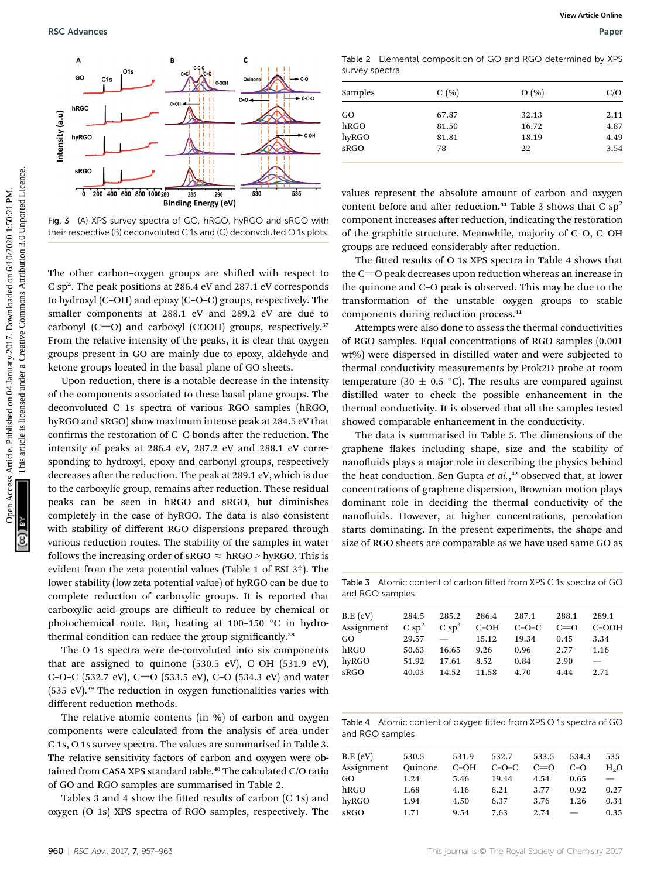Fig. 3 (A) XPS survey spectra of GO, hRGO, hyRGO and sRGO with their respective (B) deconvoluted C 1s and (C) deconvoluted O 1s plots.

The other carbon–oxygen groups are shifted with respect to C $sp^2$. The peak positions at 286.4 eV and 287.1 eV corresponds to hydroxyl (C–OH) and epoxy (C–O–C) groups, respectively. The smaller components at 288.1 eV and 289.2 eV are due to carbonyl (C=O) and carboxyl (COOH) groups, respectively.[37] From the relative intensity of the peaks, it is clear that oxygen groups present in GO are mainly due to epoxy, aldehyde and ketone groups located in the basal plane of GO sheets.

Upon reduction, there is a notable decrease in the intensity of the components associated to these basal plane groups. The deconvoluted C 1s spectra of various RGO samples (hRGO, hyRGO and sRGO) show maximum intense peak at 284.5 eV that confirms the restoration of C–C bonds after the reduction. The intensity of peaks at 286.4 eV, 287.2 eV and 288.1 eV corresponding to hydroxyl, epoxy and carbonyl groups, respectively decreases after the reduction. The peak at 289.1 eV, which is due to the carboxylic group, remains after reduction. These residual peaks can be seen in hRGO and sRGO, but diminishes completely in the case of hyRGO. The data is also consistent with stability of different RGO dispersions prepared through various reduction routes. The stability of the samples in water follows the increasing order of sRGO ≈ hRGO > hyRGO. This is evident from the zeta potential values (Table 1 of ESI 3†). The lower stability (low zeta potential value) of hyRGO can be due to complete reduction of carboxylic groups. It is reported that carboxylic acid groups are difficult to reduce by chemical or photochemical route. But, heating at 100–150 °C in hydrothermal condition can reduce the group significantly.[38]

The O 1s spectra were de-convoluted into six components that are assigned to quinone (530.5 eV), C–OH (531.9 eV), C–O–C (532.7 eV), C=O (533.5 eV), C–O (534.3 eV) and water (535 eV).[39] The reduction in oxygen functionalities varies with different reduction methods.

The relative atomic contents (in %) of carbon and oxygen components were calculated from the analysis of area under C 1s, O 1s survey spectra. The values are summarised in Table 3. The relative sensitivity factors of carbon and oxygen were obtained from CASA XPS standard table.[40] The calculated C/O ratio of GO and RGO samples are summarised in Table 2.

Tables 3 and 4 show the fitted results of carbon (C 1s) and oxygen (O 1s) XPS spectra of RGO samples, respectively. The values represent the absolute amount of carbon and oxygen content before and after reduction.[41] Table 3 shows that C $sp^2$ component increases after reduction, indicating the restoration of the graphitic structure. Meanwhile, majority of C–O, C–OH groups are reduced considerably after reduction.

The fitted results of O 1s XPS spectra in Table 4 shows that the C=O peak decreases upon reduction whereas an increase in the quinone and C–O peak is observed. This may be due to the transformation of the unstable oxygen groups to stable components during reduction process.[41]

Attempts were also done to assess the thermal conductivities of RGO samples. Equal concentrations of RGO samples (0.001 wt%) were dispersed in distilled water and were subjected to thermal conductivity measurements by Prok2D probe at room temperature (30 ± 0.5 °C). The results are compared against distilled water to check the possible enhancement in the thermal conductivity. It is observed that all the samples tested showed comparable enhancement in the conductivity.

The data is summarised in Table 5. The dimensions of the graphene flakes including shape, size and the stability of nanofluids plays a major role in describing the physics behind the heat conduction. Sen Gupta *et al.*,[42] observed that, at lower concentrations of graphene dispersion, Brownian motion plays dominant role in deciding the thermal conductivity of the nanofluids. However, at higher concentrations, percolation starts dominating. In the present experiments, the shape and size of RGO sheets are comparable as we have used same GO as

Table 2 Elemental composition of GO and RGO determined by XPS survey spectra

| Samples | C (%) | O (%) | C/O |
|---|---|---|---|
| GO | 67.87 | 32.13 | 2.11 |
| hRGO | 81.50 | 16.72 | 4.87 |
| hyRGO | 81.81 | 18.19 | 4.49 |
| sRGO | 78 | 22 | 3.54 |

Table 3 Atomic content of carbon fitted from XPS C 1s spectra of GO and RGO samples

| B.E (eV) | 284.5 | 285.2 | 286.4 | 287.1 | 288.1 | 289.1 |
|---|---|---|---|---|---|---|
| Assignment | C $sp^2$ | C $sp^3$ | C–OH | C–O–C | C=O | C–OOH |
| GO | 29.57 | — | 15.12 | 19.34 | 0.45 | 3.34 |
| hRGO | 50.63 | 16.65 | 9.26 | 0.96 | 2.77 | 1.16 |
| hyRGO | 51.92 | 17.61 | 8.52 | 0.84 | 2.90 | — |
| sRGO | 40.03 | 14.52 | 11.58 | 4.70 | 4.44 | 2.71 |

Table 4 Atomic content of oxygen fitted from XPS O 1s spectra of GO and RGO samples

| B.E (eV) | 530.5 | 531.9 | 532.7 | 533.5 | 534.3 | 535 |
|---|---|---|---|---|---|---|
| Assignment | Quinone | C–OH | C–O–C | C=O | C–O | $H_2O$ |
| GO | 1.24 | 5.46 | 19.44 | 4.54 | 0.65 | — |
| hRGO | 1.68 | 4.16 | 6.21 | 3.77 | 0.92 | 0.27 |
| hyRGO | 1.94 | 4.50 | 6.37 | 3.76 | 1.26 | 0.34 |
| sRGO | 1.71 | 9.54 | 7.63 | 2.74 | — | 0.35 |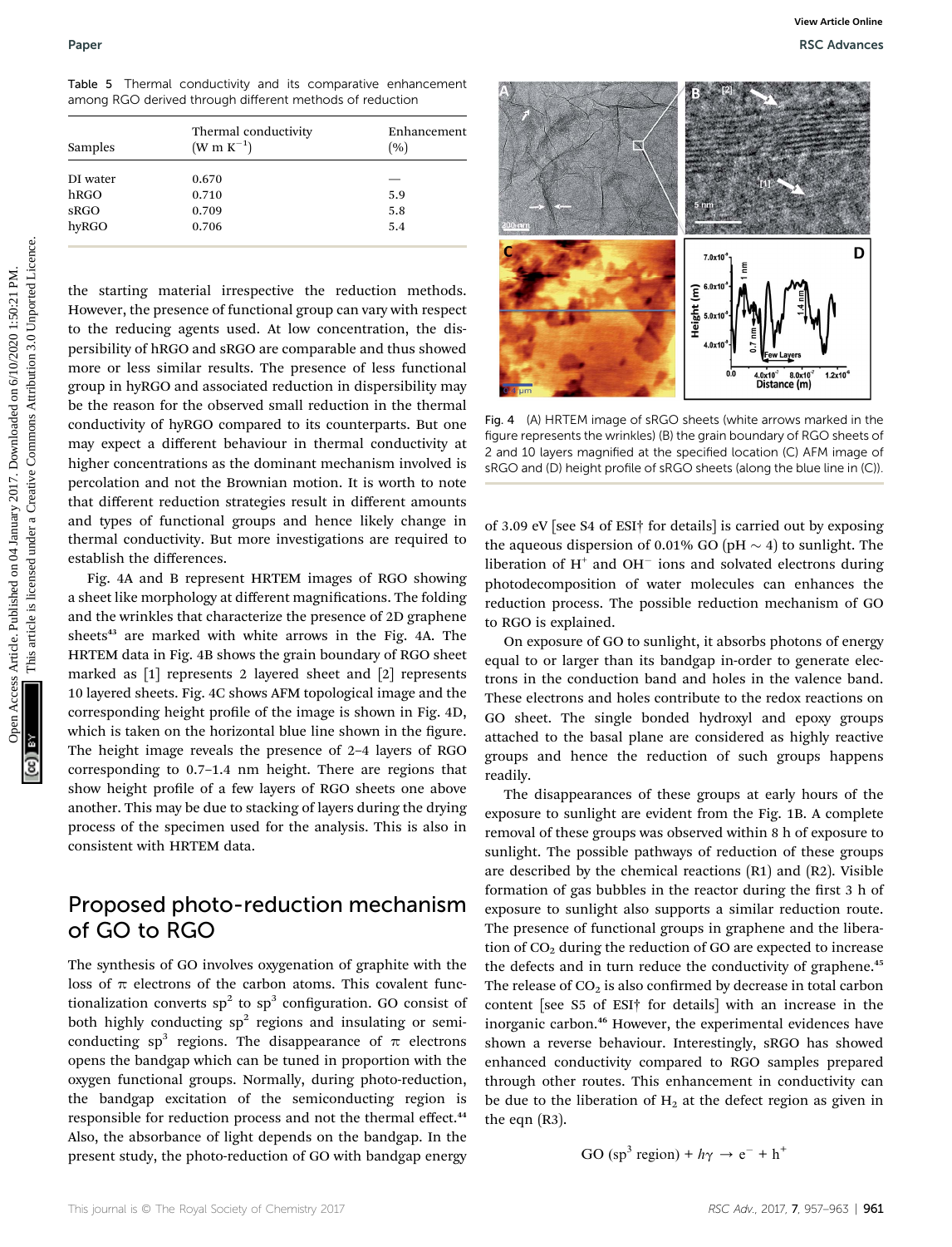Table 5 Thermal conductivity and its comparative enhancement among RGO derived through different methods of reduction

| Samples | Thermal conductivity (W m K$^{-1}$) | Enhancement (%) |
|---|---|---|
| DI water | 0.670 | — |
| hRGO | 0.710 | 5.9 |
| sRGO | 0.709 | 5.8 |
| hyRGO | 0.706 | 5.4 |

the starting material irrespective the reduction methods. However, the presence of functional group can vary with respect to the reducing agents used. At low concentration, the dispersibility of hRGO and sRGO are comparable and thus showed more or less similar results. The presence of less functional group in hyRGO and associated reduction in dispersibility may be the reason for the observed small reduction in the thermal conductivity of hyRGO compared to its counterparts. But one may expect a different behaviour in thermal conductivity at higher concentrations as the dominant mechanism involved is percolation and not the Brownian motion. It is worth to note that different reduction strategies result in different amounts and types of functional groups and hence likely change in thermal conductivity. But more investigations are required to establish the differences.

Fig. 4A and B represent HRTEM images of RGO showing a sheet like morphology at different magnifications. The folding and the wrinkles that characterize the presence of 2D graphene sheets[43] are marked with white arrows in the Fig. 4A. The HRTEM data in Fig. 4B shows the grain boundary of RGO sheet marked as [1] represents 2 layered sheet and [2] represents 10 layered sheets. Fig. 4C shows AFM topological image and the corresponding height profile of the image is shown in Fig. 4D, which is taken on the horizontal blue line shown in the figure. The height image reveals the presence of 2–4 layers of RGO corresponding to 0.7–1.4 nm height. There are regions that show height profile of a few layers of RGO sheets one above another. This may be due to stacking of layers during the drying process of the specimen used for the analysis. This is also in consistent with HRTEM data.

## Proposed photo-reduction mechanism of GO to RGO

The synthesis of GO involves oxygenation of graphite with the loss of π electrons of the carbon atoms. This covalent functionalization converts sp$^2$ to sp$^3$ configuration. GO consist of both highly conducting sp$^2$ regions and insulating or semiconducting sp$^3$ regions. The disappearance of π electrons opens the bandgap which can be tuned in proportion with the oxygen functional groups. Normally, during photo-reduction, the bandgap excitation of the semiconducting region is responsible for reduction process and not the thermal effect.[44] Also, the absorbance of light depends on the bandgap. In the present study, the photo-reduction of GO with bandgap energy of 3.09 eV [see S4 of ESI† for details] is carried out by exposing the aqueous dispersion of 0.01% GO (pH ~ 4) to sunlight. The liberation of $H^+$ and $OH^-$ ions and solvated electrons during photodecomposition of water molecules can enhances the reduction process. The possible reduction mechanism of GO to RGO is explained.

Fig. 4 (A) HRTEM image of sRGO sheets (white arrows marked in the figure represents the wrinkles) (B) the grain boundary of RGO sheets of 2 and 10 layers magnified at the specified location (C) AFM image of sRGO and (D) height profile of sRGO sheets (along the blue line in (C)).

On exposure of GO to sunlight, it absorbs photons of energy equal to or larger than its bandgap in-order to generate electrons in the conduction band and holes in the valence band. These electrons and holes contribute to the redox reactions on GO sheet. The single bonded hydroxyl and epoxy groups attached to the basal plane are considered as highly reactive groups and hence the reduction of such groups happens readily.

The disappearances of these groups at early hours of the exposure to sunlight are evident from the Fig. 1B. A complete removal of these groups was observed within 8 h of exposure to sunlight. The possible pathways of reduction of these groups are described by the chemical reactions (R1) and (R2). Visible formation of gas bubbles in the reactor during the first 3 h of exposure to sunlight also supports a similar reduction route. The presence of functional groups in graphene and the liberation of $CO_2$ during the reduction of GO are expected to increase the defects and in turn reduce the conductivity of graphene.[45] The release of $CO_2$ is also confirmed by decrease in total carbon content [see S5 of ESI† for details] with an increase in the inorganic carbon.[46] However, the experimental evidences have shown a reverse behaviour. Interestingly, sRGO has showed enhanced conductivity compared to RGO samples prepared through other routes. This enhancement in conductivity can be due to the liberation of $H_2$ at the defect region as given in the eqn (R3).

$$\text{GO (sp}^3\text{ region)} + h\gamma \rightarrow e^- + h^+$$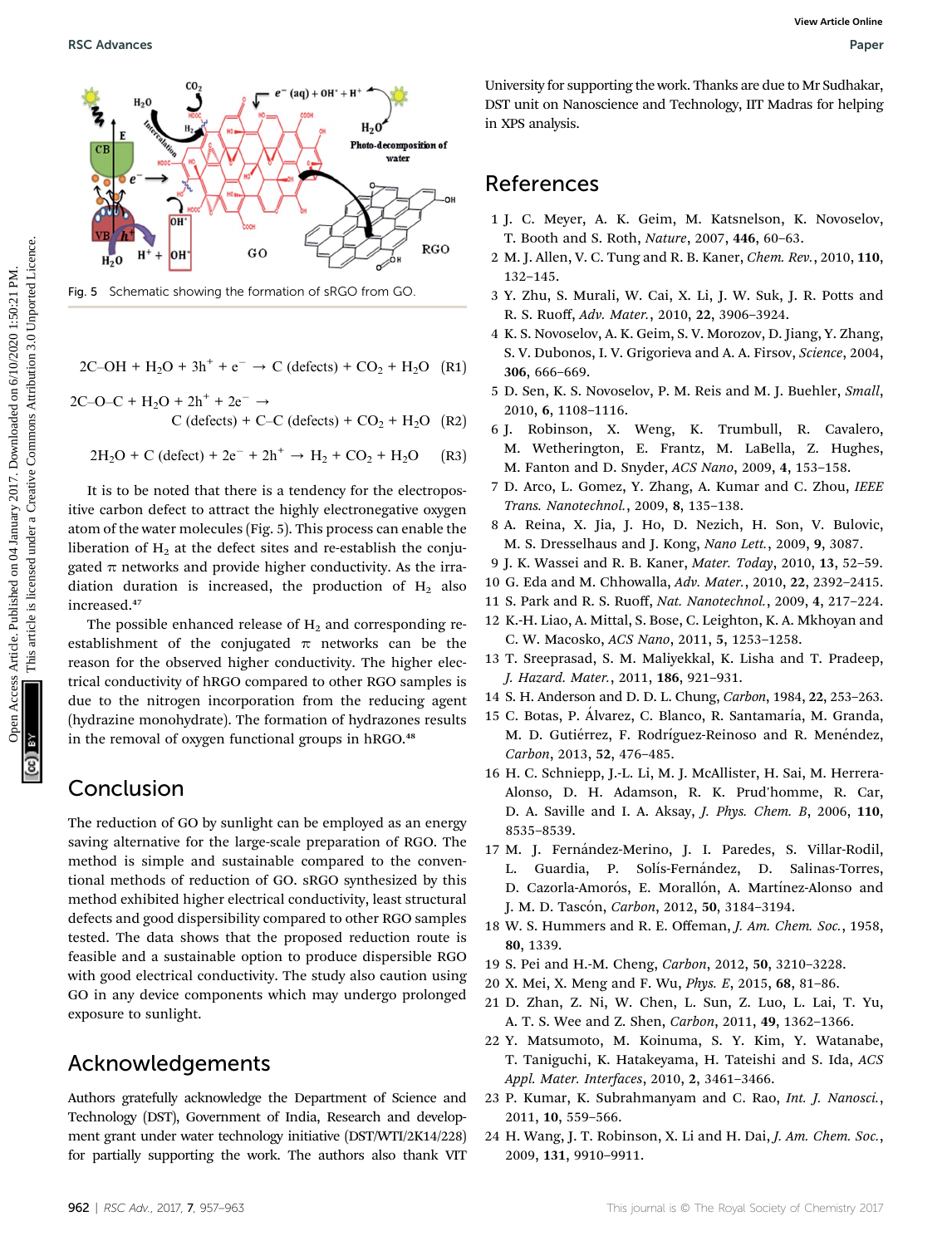Fig. 5 Schematic showing the formation of sRGO from GO.

$$2C\text{–}OH + H_2O + 3h^+ + e^- \rightarrow C\ (\text{defects}) + CO_2 + H_2O \quad (R1)$$

$$2C\text{–}O\text{–}C + H_2O + 2h^+ + 2e^- \rightarrow C\ (\text{defects}) + C\text{–}C\ (\text{defects}) + CO_2 + H_2O \quad (R2)$$

$$2H_2O + C\ (\text{defect}) + 2e^- + 2h^+ \rightarrow H_2 + CO_2 + H_2O \quad (R3)$$

It is to be noted that there is a tendency for the electropositive carbon defect to attract the highly electronegative oxygen atom of the water molecules (Fig. 5). This process can enable the liberation of $H_2$ at the defect sites and re-establish the conjugated π networks and provide higher conductivity. As the irradiation duration is increased, the production of $H_2$ also increased.[47]

The possible enhanced release of $H_2$ and corresponding re-establishment of the conjugated π networks can be the reason for the observed higher conductivity. The higher electrical conductivity of hRGO compared to other RGO samples is due to the nitrogen incorporation from the reducing agent (hydrazine monohydrate). The formation of hydrazones results in the removal of oxygen functional groups in hRGO.[48]

## Conclusion

The reduction of GO by sunlight can be employed as an energy saving alternative for the large-scale preparation of RGO. The method is simple and sustainable compared to the conventional methods of reduction of GO. sRGO synthesized by this method exhibited higher electrical conductivity, least structural defects and good dispersibility compared to other RGO samples tested. The data shows that the proposed reduction route is feasible and a sustainable option to produce dispersible RGO with good electrical conductivity. The study also caution using GO in any device components which may undergo prolonged exposure to sunlight.

## Acknowledgements

Authors gratefully acknowledge the Department of Science and Technology (DST), Government of India, Research and development grant under water technology initiative (DST/WTI/2K14/228) for partially supporting the work. The authors also thank VIT University for supporting the work. Thanks are due to Mr Sudhakar, DST unit on Nanoscience and Technology, IIT Madras for helping in XPS analysis.

## References

1 J. C. Meyer, A. K. Geim, M. Katsnelson, K. Novoselov, T. Booth and S. Roth, *Nature*, 2007, **446**, 60–63.
2 M. J. Allen, V. C. Tung and R. B. Kaner, *Chem. Rev.*, 2010, **110**, 132–145.
3 Y. Zhu, S. Murali, W. Cai, X. Li, J. W. Suk, J. R. Potts and R. S. Ruoff, *Adv. Mater.*, 2010, **22**, 3906–3924.
4 K. S. Novoselov, A. K. Geim, S. V. Morozov, D. Jiang, Y. Zhang, S. V. Dubonos, I. V. Grigorieva and A. A. Firsov, *Science*, 2004, **306**, 666–669.
5 D. Sen, K. S. Novoselov, P. M. Reis and M. J. Buehler, *Small*, 2010, **6**, 1108–1116.
6 J. Robinson, X. Weng, K. Trumbull, R. Cavalero, M. Wetherington, E. Frantz, M. LaBella, Z. Hughes, M. Fanton and D. Snyder, *ACS Nano*, 2009, **4**, 153–158.
7 D. Arco, L. Gomez, Y. Zhang, A. Kumar and C. Zhou, *IEEE Trans. Nanotechnol.*, 2009, **8**, 135–138.
8 A. Reina, X. Jia, J. Ho, D. Nezich, H. Son, V. Bulovic, M. S. Dresselhaus and J. Kong, *Nano Lett.*, 2009, **9**, 3087.
9 J. K. Wassei and R. B. Kaner, *Mater. Today*, 2010, **13**, 52–59.
10 G. Eda and M. Chhowalla, *Adv. Mater.*, 2010, **22**, 2392–2415.
11 S. Park and R. S. Ruoff, *Nat. Nanotechnol.*, 2009, **4**, 217–224.
12 K.-H. Liao, A. Mittal, S. Bose, C. Leighton, K. A. Mkhoyan and C. W. Macosko, *ACS Nano*, 2011, **5**, 1253–1258.
13 T. Sreeprasad, S. M. Maliyekkal, K. Lisha and T. Pradeep, *J. Hazard. Mater.*, 2011, **186**, 921–931.
14 S. H. Anderson and D. D. L. Chung, *Carbon*, 1984, **22**, 253–263.
15 C. Botas, P. Álvarez, C. Blanco, R. Santamaría, M. Granda, M. D. Gutiérrez, F. Rodríguez-Reinoso and R. Menéndez, *Carbon*, 2013, **52**, 476–485.
16 H. C. Schniepp, J.-L. Li, M. J. McAllister, H. Sai, M. Herrera-Alonso, D. H. Adamson, R. K. Prud'homme, R. Car, D. A. Saville and I. A. Aksay, *J. Phys. Chem. B*, 2006, **110**, 8535–8539.
17 M. J. Fernández-Merino, J. I. Paredes, S. Villar-Rodil, L. Guardia, P. Solís-Fernández, D. Salinas-Torres, D. Cazorla-Amorós, E. Morallón, A. Martínez-Alonso and J. M. D. Tascón, *Carbon*, 2012, **50**, 3184–3194.
18 W. S. Hummers and R. E. Offeman, *J. Am. Chem. Soc.*, 1958, **80**, 1339.
19 S. Pei and H.-M. Cheng, *Carbon*, 2012, **50**, 3210–3228.
20 X. Mei, X. Meng and F. Wu, *Phys. E*, 2015, **68**, 81–86.
21 D. Zhan, Z. Ni, W. Chen, L. Sun, Z. Luo, L. Lai, T. Yu, A. T. S. Wee and Z. Shen, *Carbon*, 2011, **49**, 1362–1366.
22 Y. Matsumoto, M. Koinuma, S. Y. Kim, Y. Watanabe, T. Taniguchi, K. Hatakeyama, H. Tateishi and S. Ida, *ACS Appl. Mater. Interfaces*, 2010, **2**, 3461–3466.
23 P. Kumar, K. Subrahmanyam and C. Rao, *Int. J. Nanosci.*, 2011, **10**, 559–566.
24 H. Wang, J. T. Robinson, X. Li and H. Dai, *J. Am. Chem. Soc.*, 2009, **131**, 9910–9911.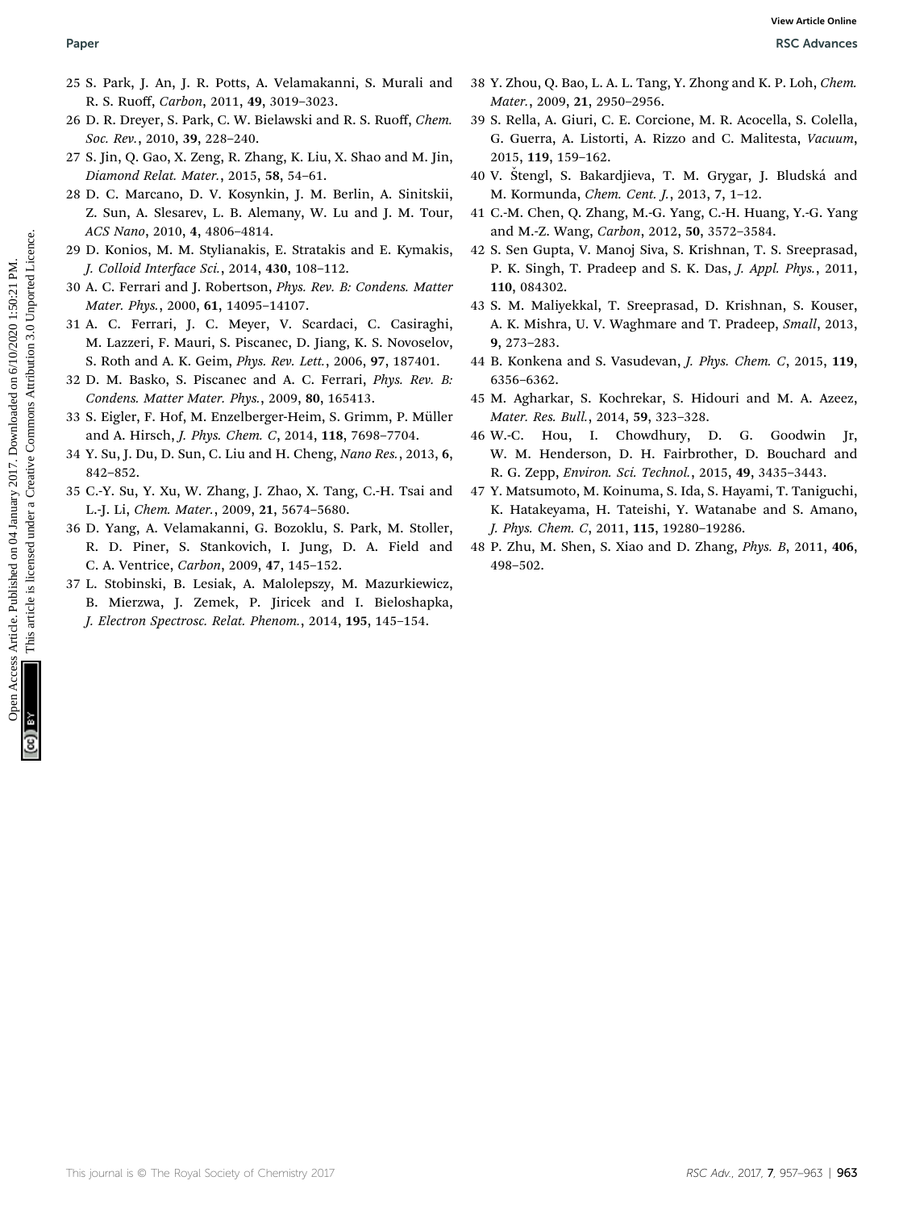25 S. Park, J. An, J. R. Potts, A. Velamakanni, S. Murali and R. S. Ruoff, *Carbon*, 2011, **49**, 3019–3023.

26 D. R. Dreyer, S. Park, C. W. Bielawski and R. S. Ruoff, *Chem. Soc. Rev.*, 2010, **39**, 228–240.

27 S. Jin, Q. Gao, X. Zeng, R. Zhang, K. Liu, X. Shao and M. Jin, *Diamond Relat. Mater.*, 2015, **58**, 54–61.

28 D. C. Marcano, D. V. Kosynkin, J. M. Berlin, A. Sinitskii, Z. Sun, A. Slesarev, L. B. Alemany, W. Lu and J. M. Tour, *ACS Nano*, 2010, **4**, 4806–4814.

29 D. Konios, M. M. Stylianakis, E. Stratakis and E. Kymakis, *J. Colloid Interface Sci.*, 2014, **430**, 108–112.

30 A. C. Ferrari and J. Robertson, *Phys. Rev. B: Condens. Matter Mater. Phys.*, 2000, **61**, 14095–14107.

31 A. C. Ferrari, J. C. Meyer, V. Scardaci, C. Casiraghi, M. Lazzeri, F. Mauri, S. Piscanec, D. Jiang, K. S. Novoselov, S. Roth and A. K. Geim, *Phys. Rev. Lett.*, 2006, **97**, 187401.

32 D. M. Basko, S. Piscanec and A. C. Ferrari, *Phys. Rev. B: Condens. Matter Mater. Phys.*, 2009, **80**, 165413.

33 S. Eigler, F. Hof, M. Enzelberger-Heim, S. Grimm, P. Müller and A. Hirsch, *J. Phys. Chem. C*, 2014, **118**, 7698–7704.

34 Y. Su, J. Du, D. Sun, C. Liu and H. Cheng, *Nano Res.*, 2013, **6**, 842–852.

35 C.-Y. Su, Y. Xu, W. Zhang, J. Zhao, X. Tang, C.-H. Tsai and L.-J. Li, *Chem. Mater.*, 2009, **21**, 5674–5680.

36 D. Yang, A. Velamakanni, G. Bozoklu, S. Park, M. Stoller, R. D. Piner, S. Stankovich, I. Jung, D. A. Field and C. A. Ventrice, *Carbon*, 2009, **47**, 145–152.

37 L. Stobinski, B. Lesiak, A. Malolepszy, M. Mazurkiewicz, B. Mierzwa, J. Zemek, P. Jiricek and I. Bieloshapka, *J. Electron Spectrosc. Relat. Phenom.*, 2014, **195**, 145–154.

38 Y. Zhou, Q. Bao, L. A. L. Tang, Y. Zhong and K. P. Loh, *Chem. Mater.*, 2009, **21**, 2950–2956.

39 S. Rella, A. Giuri, C. E. Corcione, M. R. Acocella, S. Colella, G. Guerra, A. Listorti, A. Rizzo and C. Malitesta, *Vacuum*, 2015, **119**, 159–162.

40 V. Štengl, S. Bakardjieva, T. M. Grygar, J. Bludská and M. Kormunda, *Chem. Cent. J.*, 2013, **7**, 1–12.

41 C.-M. Chen, Q. Zhang, M.-G. Yang, C.-H. Huang, Y.-G. Yang and M.-Z. Wang, *Carbon*, 2012, **50**, 3572–3584.

42 S. Sen Gupta, V. Manoj Siva, S. Krishnan, T. S. Sreeprasad, P. K. Singh, T. Pradeep and S. K. Das, *J. Appl. Phys.*, 2011, **110**, 084302.

43 S. M. Maliyekkal, T. Sreeprasad, D. Krishnan, S. Kouser, A. K. Mishra, U. V. Waghmare and T. Pradeep, *Small*, 2013, **9**, 273–283.

44 B. Konkena and S. Vasudevan, *J. Phys. Chem. C*, 2015, **119**, 6356–6362.

45 M. Agharkar, S. Kochrekar, S. Hidouri and M. A. Azeez, *Mater. Res. Bull.*, 2014, **59**, 323–328.

46 W.-C. Hou, I. Chowdhury, D. G. Goodwin Jr, W. M. Henderson, D. H. Fairbrother, D. Bouchard and R. G. Zepp, *Environ. Sci. Technol.*, 2015, **49**, 3435–3443.

47 Y. Matsumoto, M. Koinuma, S. Ida, S. Hayami, T. Taniguchi, K. Hatakeyama, H. Tateishi, Y. Watanabe and S. Amano, *J. Phys. Chem. C*, 2011, **115**, 19280–19286.

48 P. Zhu, M. Shen, S. Xiao and D. Zhang, *Phys. B*, 2011, **406**, 498–502.